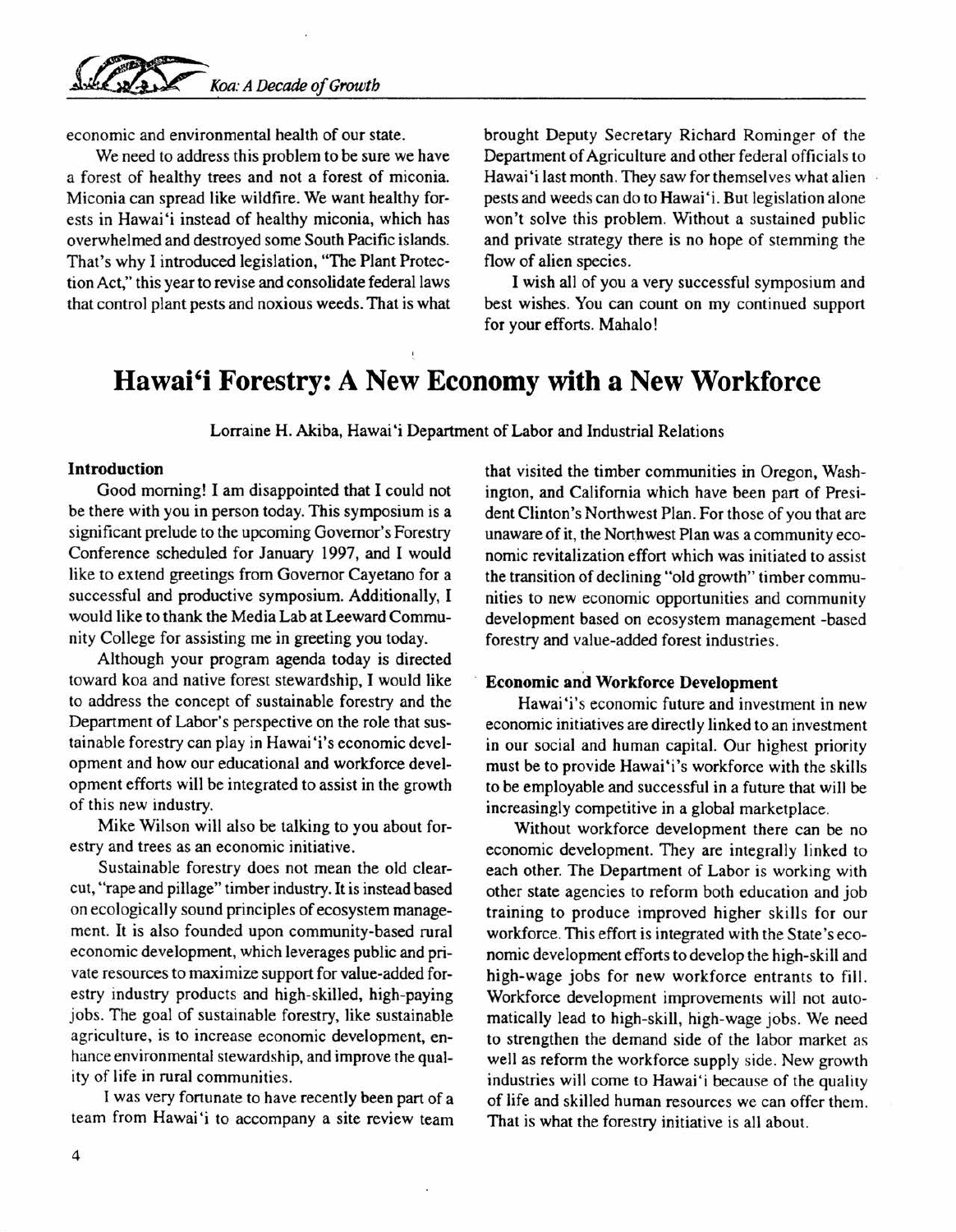economic and environmental health of our state.

We need to address this problem to be sure we have a forest of healthy trees and not a forest of miconia. Miconia can spread like wildfire. We want healthy forests in Hawai'i instead of healthy miconia, which has overwhelmed and destroyed some South Pacific islands. That's why I introduced legislation, "The Plant Protection Act," this year to revise and consolidate federal laws that control plant pests and noxious weeds. That is what brought Deputy Secretary Richard Rominger of the Department of Agriculture and other federal officials to Hawai'i last month. They saw for themselves what alien pests and weeds can do to Hawai'i. But legislation alone won't solve this problem. Without a sustained public and private strategy there is no hope of stemming the flow of alien species.

I wish all of you a very successful symposium and best wishes. You can count on my continued support for your efforts. Mahalo!

# Hawai'i Forestry: A New Economy with a New Workforce

Lorraine H. Akiba, Hawai'i Department of Labor and Industrial Relations

### Introduction

Good morning! I am disappointed that I could not be there with you in person today. This symposium is a significant prelude to the upcoming Governor's Forestry Conference scheduled for January 1997, and I would like to extend greetings from Governor Cayetano for a successful and productive symposium. Additionally, I would like to thank the Media Lab at Leeward Community College for assisting me in greeting you today.

Although your program agenda today is directed toward koa and native forest stewardship, I would like to address the concept of sustainable forestry and the Department of Labor's perspective on the role that sustainable forestry can play in Hawai'i's economic development and how our educational and workforce development efforts will be integrated to assist in the growth of this new industry.

Mike Wilson will also be talking to you about forestry and trees as an economic initiative.

Sustainable forestry does not mean the old clearcut, "rape and pillage" timber industry. It is instead based on ecologically sound principles of ecosystem management. It is also founded upon community-based rural economic development, which leverages public and private resources to maximize support for value-added forestry industry products and high-skilled, high-paying jobs. The goal of sustainable forestry, like sustainable agriculture, is to increase economic development, enhance environmental stewardship, and improve the quality of life in rural communities.

I was very fortunate to have recently been part of a team from Hawai'i to accompany a site review team that visited the timber communities in Oregon, Washington, and California which have been part of President Clinton's Northwest Plan. For those of you that are unaware of it, the Northwest Plan was a community economic revitalization effort which was initiated to assist the transition of declining "old growth" timber communities to new economic opportunities and community development based on ecosystem management -based forestry and value-added forest industries.

### Economic and Workforce Development

Hawai'i's economic future and investment in new economic initiatives are directly linked to an investment in our social and human capital. Our highest priority must be to provide Hawai'i's workforce with the skills to be employable and successful in a future that will be increasingly competitive in a global marketplace.

Without workforce development there can be no economic development. They are integrally linked to each other. The Department of Labor is working with other state agencies to reform both education and job training to produce improved higher skills for our workforce. This effort is integrated with the State's economic development efforts to develop the high-skill and high-wage jobs for new workforce entrants to fill. Workforce development improvements will not automatically lead to high-skill, high-wage jobs. We need to strengthen the demand side of the labor market as well as reform the workforce supply side. New growth industries will come to Hawai'i because of the quality of life and skilled human resources we can offer them. That is what the forestry initiative is all about.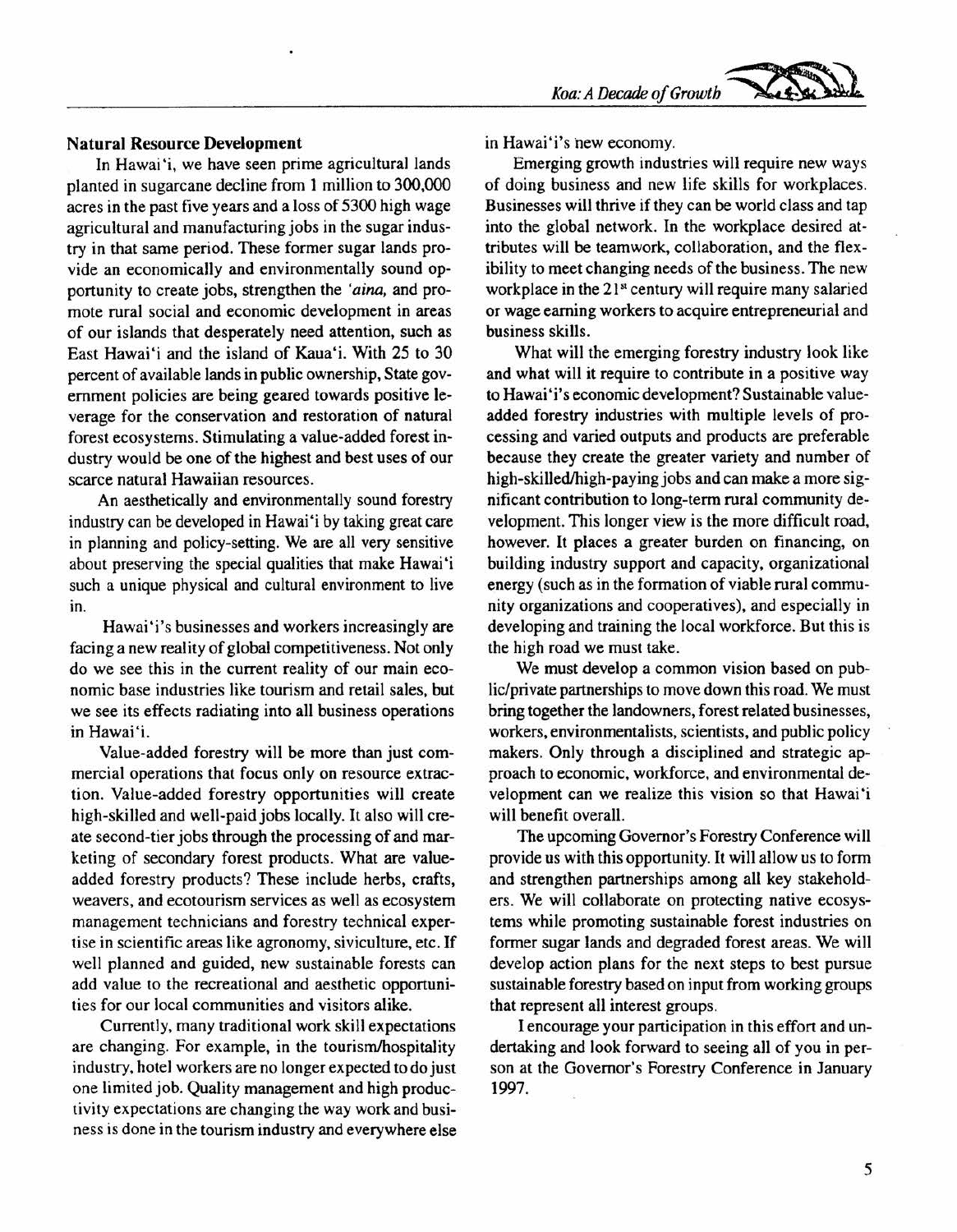### Natural Resource Development

In Hawai'i, we have seen prime agricultural lands planted in sugarcane decline from 1 million to 300,000 acres in the past five years and a loss of 5300 high wage agricultural and manufacturing jobs in the sugar industry in that same period. These former sugar lands provide an economically and environmentally sound opportunity to create jobs, strengthen the *'aina,* and promote rural social and economic development in areas of our islands that desperately need attention, such as East Hawai'i and the island of Kaua'i. With 25 to 30 percent of available lands in public ownership, State government policies are being geared towards positive leverage for the conservation and restoration of natural forest ecosystems. Stimulating a value-added forest industry would be one of the highest and best uses of our scarce natural Hawaiian resources.

An aesthetically and environmentally sound forestry industry can be developed in Hawai'i by taking great care in planning and policy-setting. We are all very sensitive about preserving the special qualities that make Hawai'i such a unique physical and cultural environment to live in.

Hawai'i's businesses and workers increasingly are facing a new reality of global competitiveness. Not only do we see this in the current reality of our main economic base industries like tourism and retail sales, but we see its effects radiating into all business operations in Hawai'i.

Value-added forestry will be more than just commercial operations that focus only on resource extraction. Value-added forestry opportunities will create high-skilled and well-paid jobs locally. It also will create second-tier jobs through the processing of and marketing of secondary forest products. What are value-added forestry products? These include herbs, crafts, weavers, and ecotourism services as well as ecosystem management technicians and forestry technical expertise in scientific areas like agronomy, siviculture, etc. If well planned and guided, new sustainable forests can add value to the recreational and aesthetic opportunities for our local communities and visitors alike.

Currently, many traditional work skill expectations are changing. For example, in the tourism/hospitality industry, hotel workers are no longer expected to do just one limited job. Quality management and high productivity expectations are changing the way work and business is done in the tourism industry and everywhere else in Hawai'i's new economy.

Emerging growth industries will require new ways of doing business and new life skills for workplaces. Businesses will thrive if they can be world class and tap into the global network. In the workplace desired attributes will be teamwork, collaboration, and the flexibility to meet changing needs of the business. The new workplace in the 21st century will require many salaried or wage earning workers to acquire entrepreneurial and business skills.

What will the emerging forestry industry look like and what will it require to contribute in a positive way to Hawai'i's economic development? Sustainable value-added forestry industries with multiple levels of processing and varied outputs and products are preferable because they create the greater variety and number of high-skilled/high-paying jobs and can make a more significant contribution to long-term rural community development. This longer view is the more difficult road, however. It places a greater burden on financing, on building industry support and capacity, organizational energy (such as in the formation of viable rural community organizations and cooperatives), and especially in developing and training the local workforce. But this is the high road we must take.

We must develop a common vision based on public/private partnerships to move down this road. We must bring together the landowners, forest related businesses, workers, environmentalists, scientists, and public policy makers. Only through a disciplined and strategic approach to economic, workforce, and environmental development can we realize this vision so that Hawai'i will benefit overall.

The upcoming Governor's Forestry Conference will provide us with this opportunity. It will allow us to form and strengthen partnerships among all key stakeholders. We will collaborate on protecting native ecosystems while promoting sustainable forest industries on former sugar lands and degraded forest areas. We will develop action plans for the next steps to best pursue sustainable forestry based on input from working groups that represent all interest groups.

I encourage your participation in this effort and undertaking and look forward to seeing all of you in person at the Governor's Forestry Conference in January 1997.